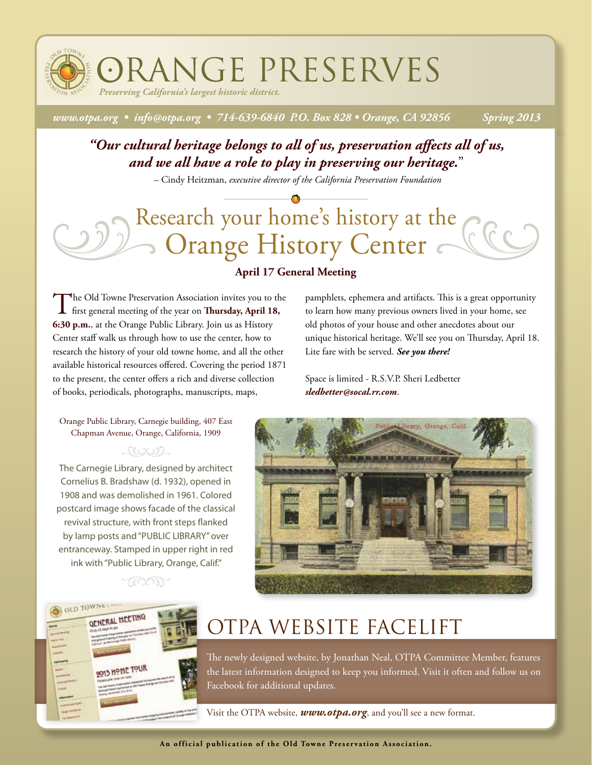# ORANGE PRESERVES

*Preserving California's largest historic district.*

*www.otpa.org • info@otpa.org • 714-639-6840 P.O. Box 828 • Orange, CA 92856* *Spring 2013*

***"Our cultural heritage belongs to all of us, preservation affects all of us, and we all have a role to play in preserving our heritage."***

– Cindy Heitzman, *executive director of the California Preservation Foundation*

## Research your home's history at the Orange History Center

**April 17 General Meeting**

The Old Towne Preservation Association invites you to the first general meeting of the year on **Thursday, April 18, 6:30 p.m.**, at the Orange Public Library. Join us as History Center staff walk us through how to use the center, how to research the history of your old towne home, and all the other available historical resources offered. Covering the period 1871 to the present, the center offers a rich and diverse collection of books, periodicals, photographs, manuscripts, maps, pamphlets, ephemera and artifacts. This is a great opportunity to learn how many previous owners lived in your home, see old photos of your house and other anecdotes about our unique historical heritage. We'll see you on Thursday, April 18. Lite fare with be served. ***See you there!***

Space is limited - R.S.V.P. Sheri Ledbetter ***sledbetter@socal.rr.com***.

Orange Public Library, Carnegie building, 407 East Chapman Avenue, Orange, California, 1909

The Carnegie Library, designed by architect Cornelius B. Bradshaw (d. 1932), opened in 1908 and was demolished in 1961. Colored postcard image shows facade of the classical revival structure, with front steps flanked by lamp posts and "PUBLIC LIBRARY" over entranceway. Stamped in upper right in red ink with "Public Library, Orange, Calif."

## OTPA WEBSITE FACELIFT

The newly designed website, by Jonathan Neal, OTPA Committee Member, features the latest information designed to keep you informed. Visit it often and follow us on Facebook for additional updates.

Visit the OTPA website, ***www.otpa.org***, and you'll see a new format.

**An official publication of the Old Towne Preservation Association.**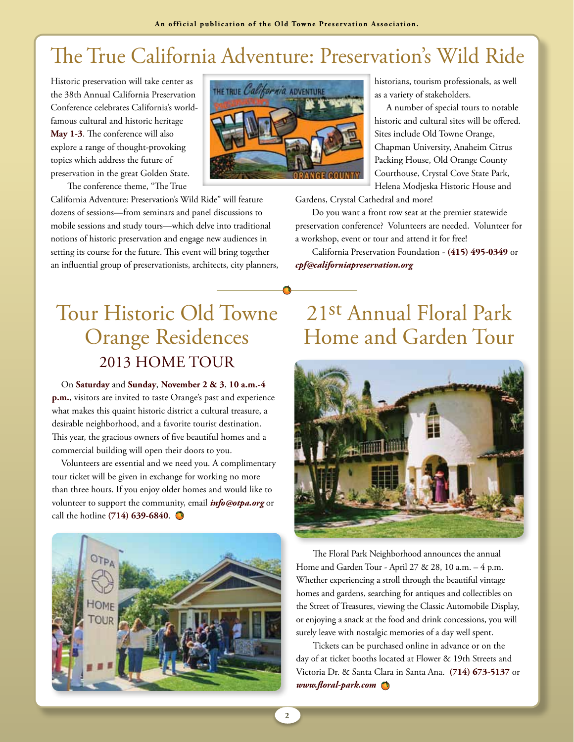# The True California Adventure: Preservation's Wild Ride

Historic preservation will take center as the 38th Annual California Preservation Conference celebrates California's world-famous cultural and historic heritage **May 1-3**. The conference will also explore a range of thought-provoking topics which address the future of preservation in the great Golden State.

The conference theme, "The True California Adventure: Preservation's Wild Ride" will feature dozens of sessions—from seminars and panel discussions to mobile sessions and study tours—which delve into traditional notions of historic preservation and engage new audiences in setting its course for the future. This event will bring together an influential group of preservationists, architects, city planners, historians, tourism professionals, as well as a variety of stakeholders.

A number of special tours to notable historic and cultural sites will be offered. Sites include Old Towne Orange, Chapman University, Anaheim Citrus Packing House, Old Orange County Courthouse, Crystal Cove State Park, Helena Modjeska Historic House and Gardens, Crystal Cathedral and more!

Do you want a front row seat at the premier statewide preservation conference? Volunteers are needed. Volunteer for a workshop, event or tour and attend it for free!

California Preservation Foundation - **(415) 495-0349** or ***cpf@californiapreservation.org***

# Tour Historic Old Towne Orange Residences

## 2013 HOME TOUR

On **Saturday** and **Sunday**, **November 2 & 3**, **10 a.m.-4 p.m.**, visitors are invited to taste Orange's past and experience what makes this quaint historic district a cultural treasure, a desirable neighborhood, and a favorite tourist destination. This year, the gracious owners of five beautiful homes and a commercial building will open their doors to you.

Volunteers are essential and we need you. A complimentary tour ticket will be given in exchange for working no more than three hours. If you enjoy older homes and would like to volunteer to support the community, email ***info@otpa.org*** or call the hotline **(714) 639-6840**.

# 21st Annual Floral Park Home and Garden Tour

The Floral Park Neighborhood announces the annual Home and Garden Tour - April 27 & 28, 10 a.m. – 4 p.m. Whether experiencing a stroll through the beautiful vintage homes and gardens, searching for antiques and collectibles on the Street of Treasures, viewing the Classic Automobile Display, or enjoying a snack at the food and drink concessions, you will surely leave with nostalgic memories of a day well spent.

Tickets can be purchased online in advance or on the day of at ticket booths located at Flower & 19th Streets and Victoria Dr. & Santa Clara in Santa Ana. **(714) 673-5137** or ***www.floral-park.com***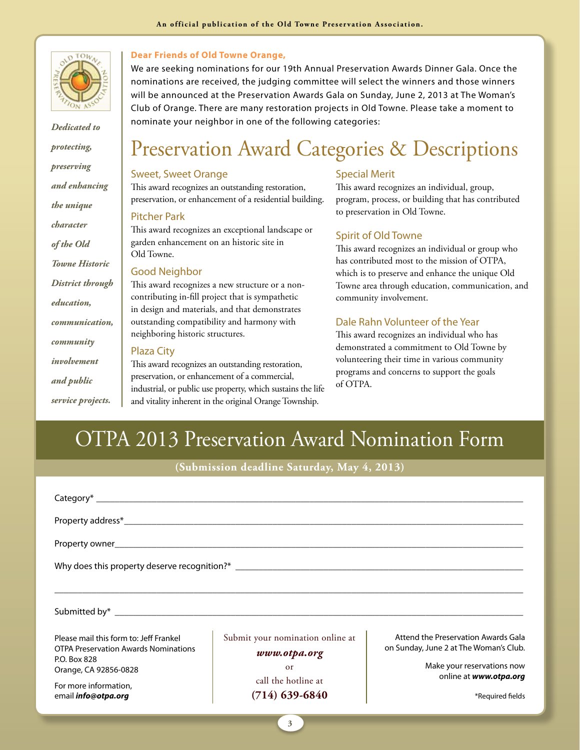An official publication of the Old Towne Preservation Association.

*Dedicated to protecting, preserving and enhancing the unique character of the Old Towne Historic District through education, communication, community involvement and public service projects.*

**Dear Friends of Old Towne Orange,**

We are seeking nominations for our 19th Annual Preservation Awards Dinner Gala. Once the nominations are received, the judging committee will select the winners and those winners will be announced at the Preservation Awards Gala on Sunday, June 2, 2013 at The Woman's Club of Orange. There are many restoration projects in Old Towne. Please take a moment to nominate your neighbor in one of the following categories:

# Preservation Award Categories & Descriptions

### Sweet, Sweet Orange

This award recognizes an outstanding restoration, preservation, or enhancement of a residential building.

### Pitcher Park

This award recognizes an exceptional landscape or garden enhancement on an historic site in Old Towne.

### Good Neighbor

This award recognizes a new structure or a non-contributing in-fill project that is sympathetic in design and materials, and that demonstrates outstanding compatibility and harmony with neighboring historic structures.

### Plaza City

This award recognizes an outstanding restoration, preservation, or enhancement of a commercial, industrial, or public use property, which sustains the life and vitality inherent in the original Orange Township.

### Special Merit

This award recognizes an individual, group, program, process, or building that has contributed to preservation in Old Towne.

### Spirit of Old Towne

This award recognizes an individual or group who has contributed most to the mission of OTPA, which is to preserve and enhance the unique Old Towne area through education, communication, and community involvement.

### Dale Rahn Volunteer of the Year

This award recognizes an individual who has demonstrated a commitment to Old Towne by volunteering their time in various community programs and concerns to support the goals of OTPA.

# OTPA 2013 Preservation Award Nomination Form

**(Submission deadline Saturday, May 4, 2013)**

Category* ______________________________________________

Property address* ______________________________________________

Property owner ______________________________________________

Why does this property deserve recognition?* ______________________________________________

______________________________________________

Submitted by* ______________________________________________

Please mail this form to: Jeff Frankel
OTPA Preservation Awards Nominations
P.O. Box 828
Orange, CA 92856-0828

For more information, email ***info@otpa.org***

Submit your nomination online at

***www.otpa.org***

or

call the hotline at

**(714) 639-6840**

Attend the Preservation Awards Gala on Sunday, June 2 at The Woman's Club.

Make your reservations now online at ***www.otpa.org***

*Required fields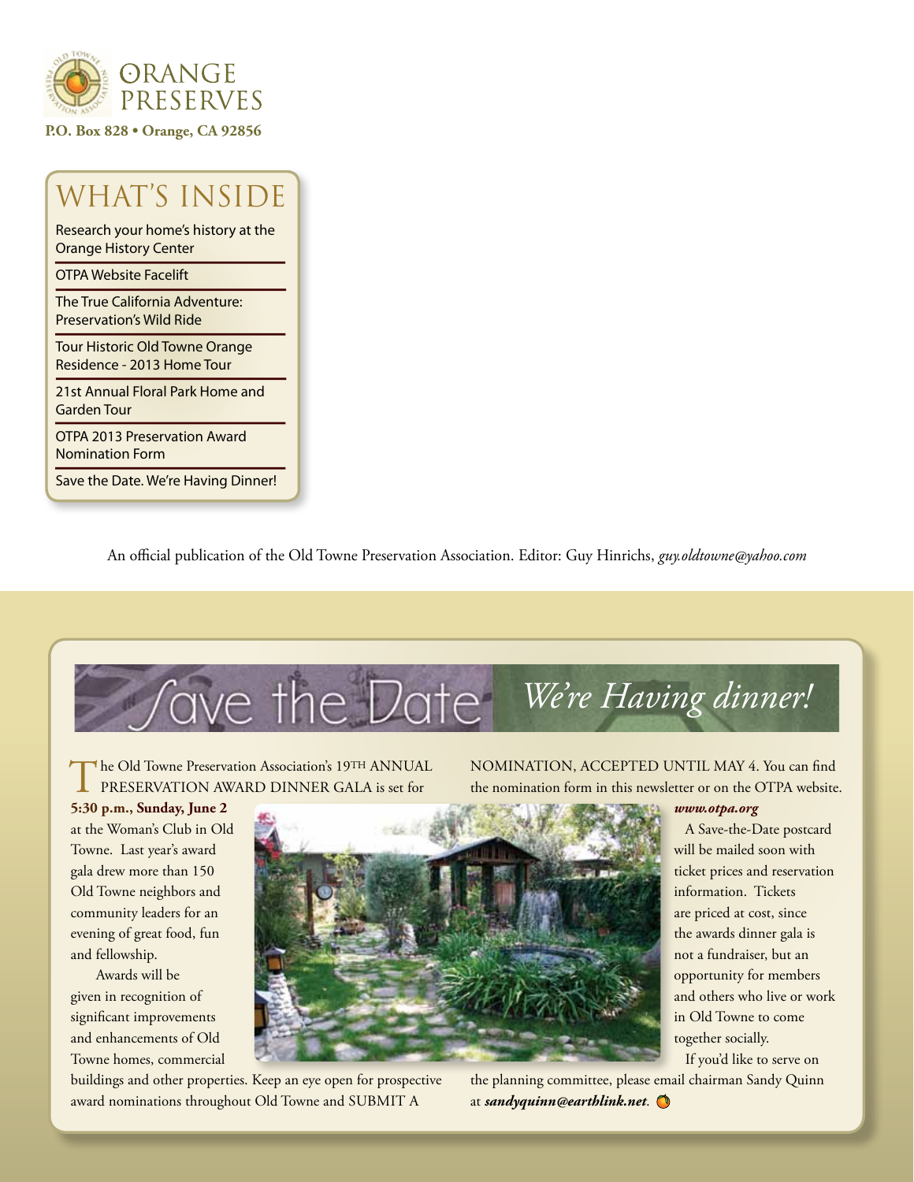# ORANGE PRESERVES

**P.O. Box 828 • Orange, CA 92856**

## WHAT'S INSIDE

- Research your home's history at the Orange History Center
- OTPA Website Facelift
- The True California Adventure: Preservation's Wild Ride
- Tour Historic Old Towne Orange Residence - 2013 Home Tour
- 21st Annual Floral Park Home and Garden Tour
- OTPA 2013 Preservation Award Nomination Form
- Save the Date. We're Having Dinner!

An official publication of the Old Towne Preservation Association. Editor: Guy Hinrichs, *guy.oldtowne@yahoo.com*

## Save the Date *We're Having dinner!*

The Old Towne Preservation Association's 19TH ANNUAL PRESERVATION AWARD DINNER GALA is set for **5:30 p.m., Sunday, June 2** at the Woman's Club in Old Towne. Last year's award gala drew more than 150 Old Towne neighbors and community leaders for an evening of great food, fun and fellowship.

Awards will be given in recognition of significant improvements and enhancements of Old Towne homes, commercial buildings and other properties. Keep an eye open for prospective award nominations throughout Old Towne and SUBMIT A NOMINATION, ACCEPTED UNTIL MAY 4. You can find the nomination form in this newsletter or on the OTPA website. ***www.otpa.org***

A Save-the-Date postcard will be mailed soon with ticket prices and reservation information. Tickets are priced at cost, since the awards dinner gala is not a fundraiser, but an opportunity for members and others who live or work in Old Towne to come together socially.

If you'd like to serve on the planning committee, please email chairman Sandy Quinn at ***sandyquinn@earthlink.net***.